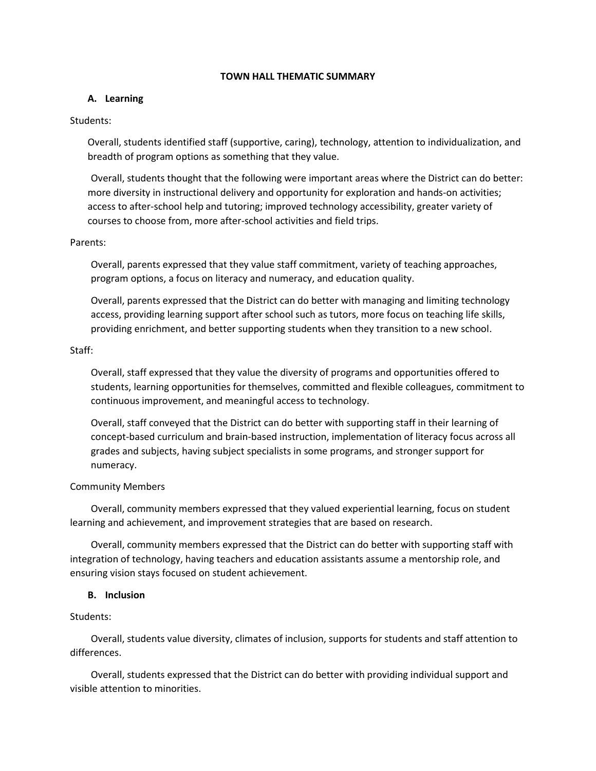# TOWN HALL THEMATIC SUMMARY

## A. Learning

Students:

Overall, students identified staff (supportive, caring), technology, attention to individualization, and breadth of program options as something that they value.

Overall, students thought that the following were important areas where the District can do better: more diversity in instructional delivery and opportunity for exploration and hands-on activities; access to after-school help and tutoring; improved technology accessibility, greater variety of courses to choose from, more after-school activities and field trips.

Parents:

Overall, parents expressed that they value staff commitment, variety of teaching approaches, program options, a focus on literacy and numeracy, and education quality.

Overall, parents expressed that the District can do better with managing and limiting technology access, providing learning support after school such as tutors, more focus on teaching life skills, providing enrichment, and better supporting students when they transition to a new school.

Staff:

Overall, staff expressed that they value the diversity of programs and opportunities offered to students, learning opportunities for themselves, committed and flexible colleagues, commitment to continuous improvement, and meaningful access to technology.

Overall, staff conveyed that the District can do better with supporting staff in their learning of concept-based curriculum and brain-based instruction, implementation of literacy focus across all grades and subjects, having subject specialists in some programs, and stronger support for numeracy.

Community Members

Overall, community members expressed that they valued experiential learning, focus on student learning and achievement, and improvement strategies that are based on research.

Overall, community members expressed that the District can do better with supporting staff with integration of technology, having teachers and education assistants assume a mentorship role, and ensuring vision stays focused on student achievement.

## B. Inclusion

Students:

Overall, students value diversity, climates of inclusion, supports for students and staff attention to differences.

Overall, students expressed that the District can do better with providing individual support and visible attention to minorities.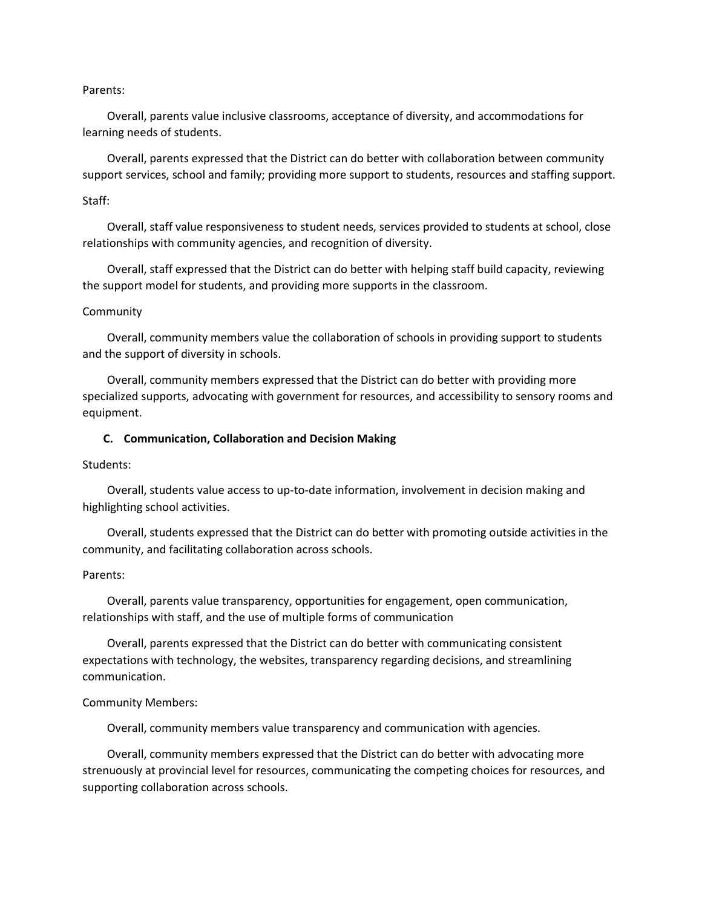Parents:

Overall, parents value inclusive classrooms, acceptance of diversity, and accommodations for learning needs of students.

Overall, parents expressed that the District can do better with collaboration between community support services, school and family; providing more support to students, resources and staffing support.

Staff:

Overall, staff value responsiveness to student needs, services provided to students at school, close relationships with community agencies, and recognition of diversity.

Overall, staff expressed that the District can do better with helping staff build capacity, reviewing the support model for students, and providing more supports in the classroom.

Community

Overall, community members value the collaboration of schools in providing support to students and the support of diversity in schools.

Overall, community members expressed that the District can do better with providing more specialized supports, advocating with government for resources, and accessibility to sensory rooms and equipment.

### C. Communication, Collaboration and Decision Making

Students:

Overall, students value access to up-to-date information, involvement in decision making and highlighting school activities.

Overall, students expressed that the District can do better with promoting outside activities in the community, and facilitating collaboration across schools.

Parents:

Overall, parents value transparency, opportunities for engagement, open communication, relationships with staff, and the use of multiple forms of communication

Overall, parents expressed that the District can do better with communicating consistent expectations with technology, the websites, transparency regarding decisions, and streamlining communication.

Community Members:

Overall, community members value transparency and communication with agencies.

Overall, community members expressed that the District can do better with advocating more strenuously at provincial level for resources, communicating the competing choices for resources, and supporting collaboration across schools.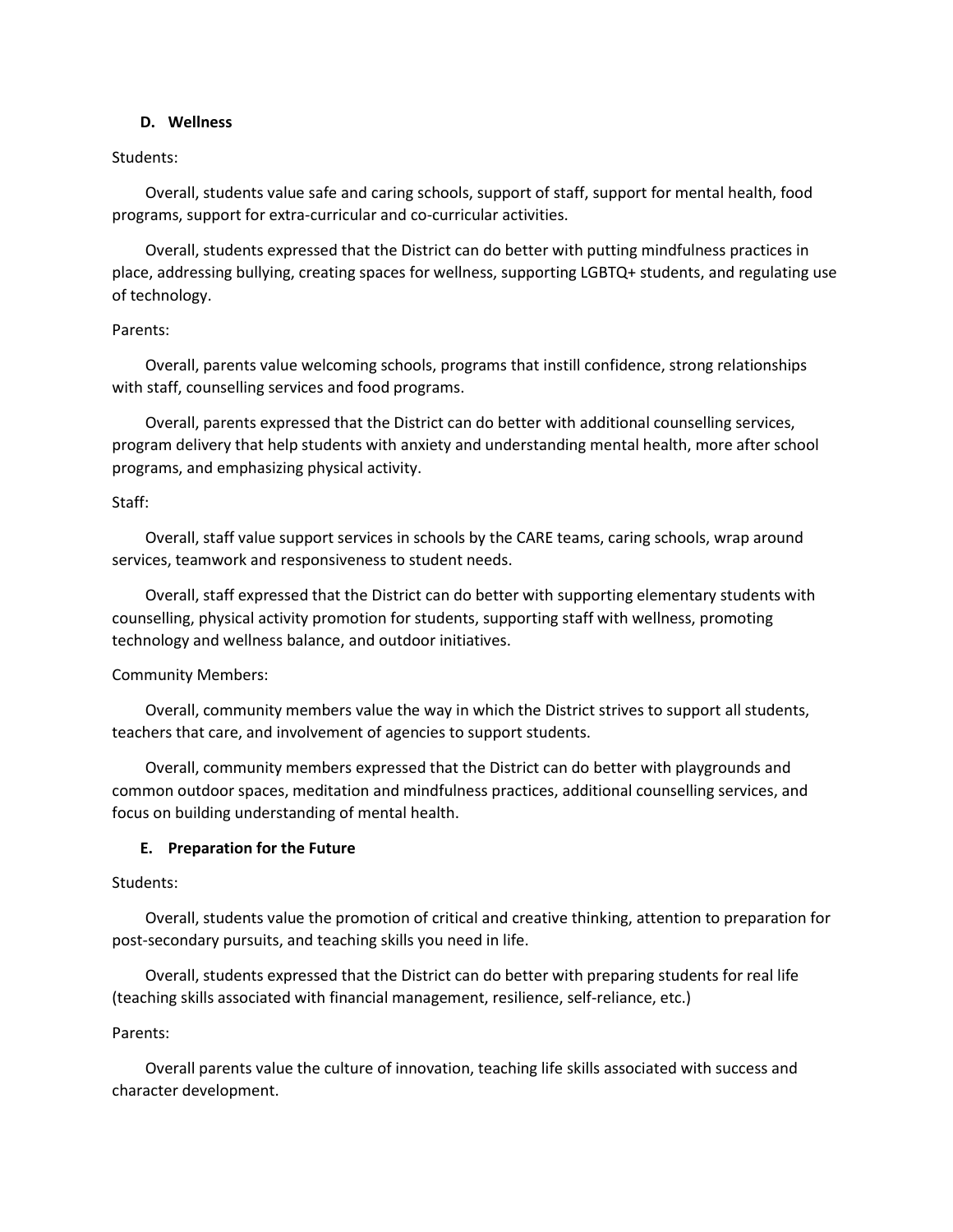### D. Wellness

Students:

Overall, students value safe and caring schools, support of staff, support for mental health, food programs, support for extra-curricular and co-curricular activities.

Overall, students expressed that the District can do better with putting mindfulness practices in place, addressing bullying, creating spaces for wellness, supporting LGBTQ+ students, and regulating use of technology.

Parents:

Overall, parents value welcoming schools, programs that instill confidence, strong relationships with staff, counselling services and food programs.

Overall, parents expressed that the District can do better with additional counselling services, program delivery that help students with anxiety and understanding mental health, more after school programs, and emphasizing physical activity.

Staff:

Overall, staff value support services in schools by the CARE teams, caring schools, wrap around services, teamwork and responsiveness to student needs.

Overall, staff expressed that the District can do better with supporting elementary students with counselling, physical activity promotion for students, supporting staff with wellness, promoting technology and wellness balance, and outdoor initiatives.

Community Members:

Overall, community members value the way in which the District strives to support all students, teachers that care, and involvement of agencies to support students.

Overall, community members expressed that the District can do better with playgrounds and common outdoor spaces, meditation and mindfulness practices, additional counselling services, and focus on building understanding of mental health.

### E. Preparation for the Future

Students:

Overall, students value the promotion of critical and creative thinking, attention to preparation for post-secondary pursuits, and teaching skills you need in life.

Overall, students expressed that the District can do better with preparing students for real life (teaching skills associated with financial management, resilience, self-reliance, etc.)

Parents:

Overall parents value the culture of innovation, teaching life skills associated with success and character development.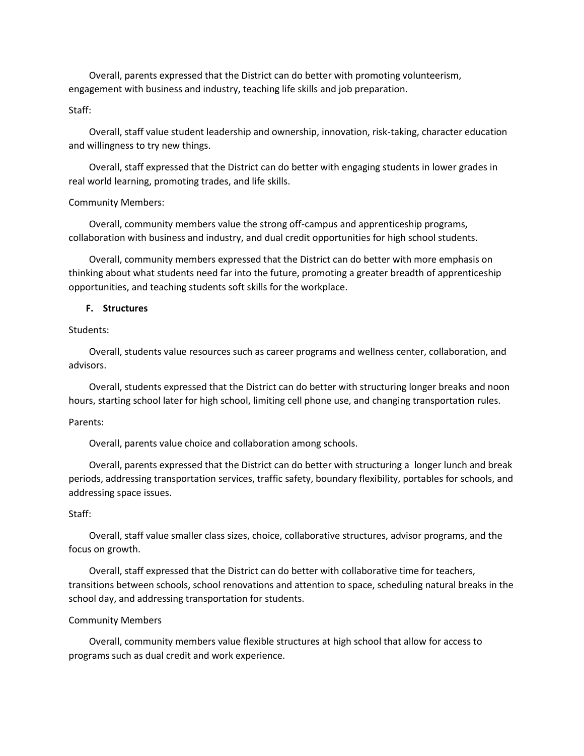Overall, parents expressed that the District can do better with promoting volunteerism, engagement with business and industry, teaching life skills and job preparation.

Staff:

Overall, staff value student leadership and ownership, innovation, risk-taking, character education and willingness to try new things.

Overall, staff expressed that the District can do better with engaging students in lower grades in real world learning, promoting trades, and life skills.

Community Members:

Overall, community members value the strong off-campus and apprenticeship programs, collaboration with business and industry, and dual credit opportunities for high school students.

Overall, community members expressed that the District can do better with more emphasis on thinking about what students need far into the future, promoting a greater breadth of apprenticeship opportunities, and teaching students soft skills for the workplace.

### F. Structures

Students:

Overall, students value resources such as career programs and wellness center, collaboration, and advisors.

Overall, students expressed that the District can do better with structuring longer breaks and noon hours, starting school later for high school, limiting cell phone use, and changing transportation rules.

Parents:

Overall, parents value choice and collaboration among schools.

Overall, parents expressed that the District can do better with structuring a longer lunch and break periods, addressing transportation services, traffic safety, boundary flexibility, portables for schools, and addressing space issues.

Staff:

Overall, staff value smaller class sizes, choice, collaborative structures, advisor programs, and the focus on growth.

Overall, staff expressed that the District can do better with collaborative time for teachers, transitions between schools, school renovations and attention to space, scheduling natural breaks in the school day, and addressing transportation for students.

Community Members

Overall, community members value flexible structures at high school that allow for access to programs such as dual credit and work experience.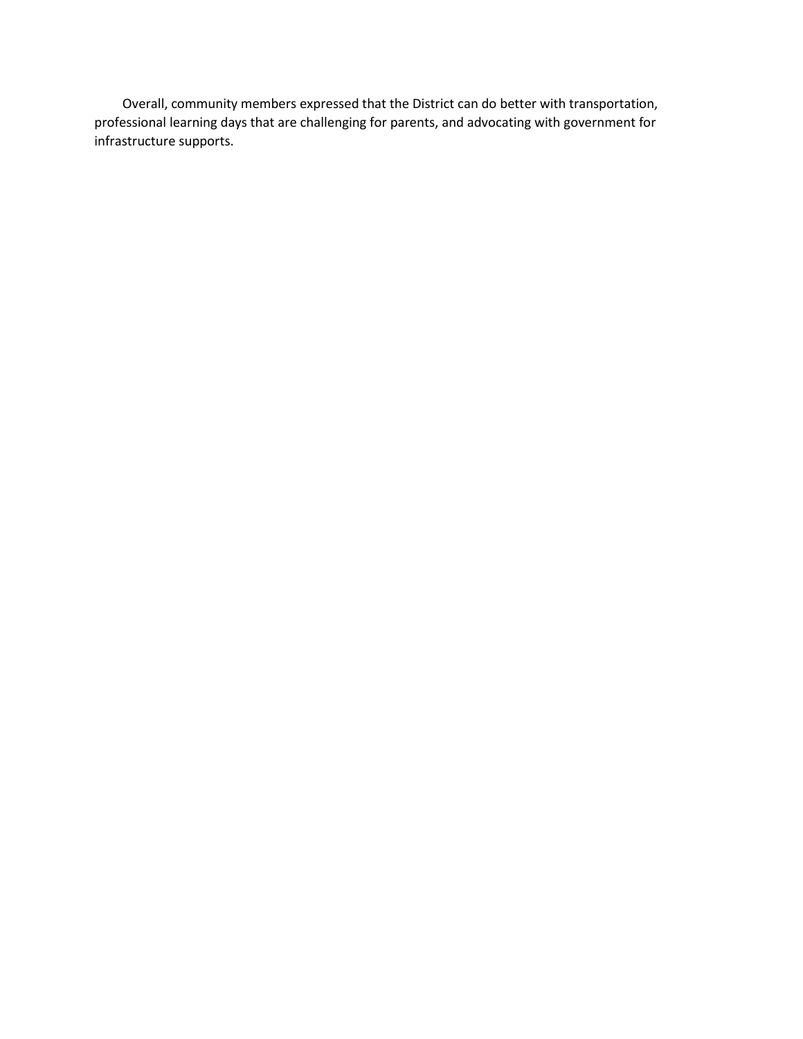Overall, community members expressed that the District can do better with transportation, professional learning days that are challenging for parents, and advocating with government for infrastructure supports.